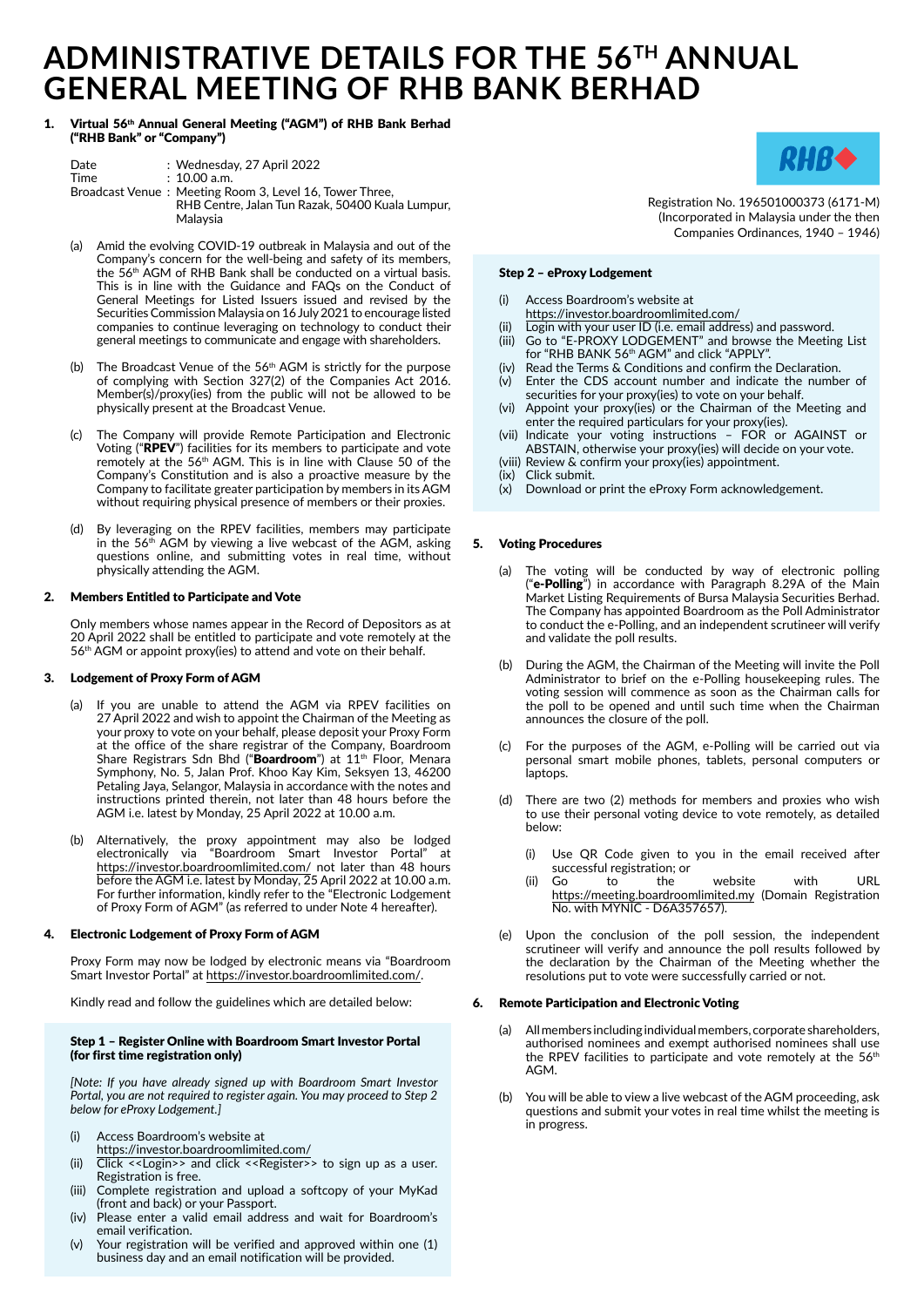# ADMINISTRATIVE DETAILS FOR THE 56TH ANNUAL GENERAL MEETING OF RHB BANK BERHAD

Registration No. 196501000373 (6171-M)
(Incorporated in Malaysia under the then Companies Ordinances, 1940 – 1946)

## 1. Virtual 56th Annual General Meeting ("AGM") of RHB Bank Berhad ("RHB Bank" or "Company")

Date : Wednesday, 27 April 2022
Time : 10.00 a.m.
Broadcast Venue : Meeting Room 3, Level 16, Tower Three, RHB Centre, Jalan Tun Razak, 50400 Kuala Lumpur, Malaysia

(a) Amid the evolving COVID-19 outbreak in Malaysia and out of the Company's concern for the well-being and safety of its members, the 56th AGM of RHB Bank shall be conducted on a virtual basis. This is in line with the Guidance and FAQs on the Conduct of General Meetings for Listed Issuers issued and revised by the Securities Commission Malaysia on 16 July 2021 to encourage listed companies to continue leveraging on technology to conduct their general meetings to communicate and engage with shareholders.

(b) The Broadcast Venue of the 56th AGM is strictly for the purpose of complying with Section 327(2) of the Companies Act 2016. Member(s)/proxy(ies) from the public will not be allowed to be physically present at the Broadcast Venue.

(c) The Company will provide Remote Participation and Electronic Voting ("**RPEV**") facilities for its members to participate and vote remotely at the 56th AGM. This is in line with Clause 50 of the Company's Constitution and is also a proactive measure by the Company to facilitate greater participation by members in its AGM without requiring physical presence of members or their proxies.

(d) By leveraging on the RPEV facilities, members may participate in the 56th AGM by viewing a live webcast of the AGM, asking questions online, and submitting votes in real time, without physically attending the AGM.

## 2. Members Entitled to Participate and Vote

Only members whose names appear in the Record of Depositors as at 20 April 2022 shall be entitled to participate and vote remotely at the 56th AGM or appoint proxy(ies) to attend and vote on their behalf.

## 3. Lodgement of Proxy Form of AGM

(a) If you are unable to attend the AGM via RPEV facilities on 27 April 2022 and wish to appoint the Chairman of the Meeting as your proxy to vote on your behalf, please deposit your Proxy Form at the office of the share registrar of the Company, Boardroom Share Registrars Sdn Bhd ("**Boardroom**") at 11th Floor, Menara Symphony, No. 5, Jalan Prof. Khoo Kay Kim, Seksyen 13, 46200 Petaling Jaya, Selangor, Malaysia in accordance with the notes and instructions printed therein, not later than 48 hours before the AGM i.e. latest by Monday, 25 April 2022 at 10.00 a.m.

(b) Alternatively, the proxy appointment may also be lodged electronically via "Boardroom Smart Investor Portal" at https://investor.boardroomlimited.com/ not later than 48 hours before the AGM i.e. latest by Monday, 25 April 2022 at 10.00 a.m. For further information, kindly refer to the "Electronic Lodgement of Proxy Form of AGM" (as referred to under Note 4 hereafter).

## 4. Electronic Lodgement of Proxy Form of AGM

Proxy Form may now be lodged by electronic means via "Boardroom Smart Investor Portal" at https://investor.boardroomlimited.com/.

Kindly read and follow the guidelines which are detailed below:

### Step 1 – Register Online with Boardroom Smart Investor Portal (for first time registration only)

*[Note: If you have already signed up with Boardroom Smart Investor Portal, you are not required to register again. You may proceed to Step 2 below for eProxy Lodgement.]*

(i) Access Boardroom's website at https://investor.boardroomlimited.com/
(ii) Click <<Login>> and click <<Register>> to sign up as a user. Registration is free.
(iii) Complete registration and upload a softcopy of your MyKad (front and back) or your Passport.
(iv) Please enter a valid email address and wait for Boardroom's email verification.
(v) Your registration will be verified and approved within one (1) business day and an email notification will be provided.

### Step 2 – eProxy Lodgement

(i) Access Boardroom's website at https://investor.boardroomlimited.com/
(ii) Login with your user ID (i.e. email address) and password.
(iii) Go to "E-PROXY LODGEMENT" and browse the Meeting List for "RHB BANK 56th AGM" and click "APPLY".
(iv) Read the Terms & Conditions and confirm the Declaration.
(v) Enter the CDS account number and indicate the number of securities for your proxy(ies) to vote on your behalf.
(vi) Appoint your proxy(ies) or the Chairman of the Meeting and enter the required particulars for your proxy(ies).
(vii) Indicate your voting instructions – FOR or AGAINST or ABSTAIN, otherwise your proxy(ies) will decide on your vote.
(viii) Review & confirm your proxy(ies) appointment.
(ix) Click submit.
(x) Download or print the eProxy Form acknowledgement.

## 5. Voting Procedures

(a) The voting will be conducted by way of electronic polling ("**e-Polling**") in accordance with Paragraph 8.29A of the Main Market Listing Requirements of Bursa Malaysia Securities Berhad. The Company has appointed Boardroom as the Poll Administrator to conduct the e-Polling, and an independent scrutineer will verify and validate the poll results.

(b) During the AGM, the Chairman of the Meeting will invite the Poll Administrator to brief on the e-Polling housekeeping rules. The voting session will commence as soon as the Chairman calls for the poll to be opened and until such time when the Chairman announces the closure of the poll.

(c) For the purposes of the AGM, e-Polling will be carried out via personal smart mobile phones, tablets, personal computers or laptops.

(d) There are two (2) methods for members and proxies who wish to use their personal voting device to vote remotely, as detailed below:

(i) Use QR Code given to you in the email received after successful registration; or
(ii) Go to the website with URL https://meeting.boardroomlimited.my (Domain Registration No. with MYNIC - D6A357657).

(e) Upon the conclusion of the poll session, the independent scrutineer will verify and announce the poll results followed by the declaration by the Chairman of the Meeting whether the resolutions put to vote were successfully carried or not.

## 6. Remote Participation and Electronic Voting

(a) All members including individual members, corporate shareholders, authorised nominees and exempt authorised nominees shall use the RPEV facilities to participate and vote remotely at the 56th AGM.

(b) You will be able to view a live webcast of the AGM proceeding, ask questions and submit your votes in real time whilst the meeting is in progress.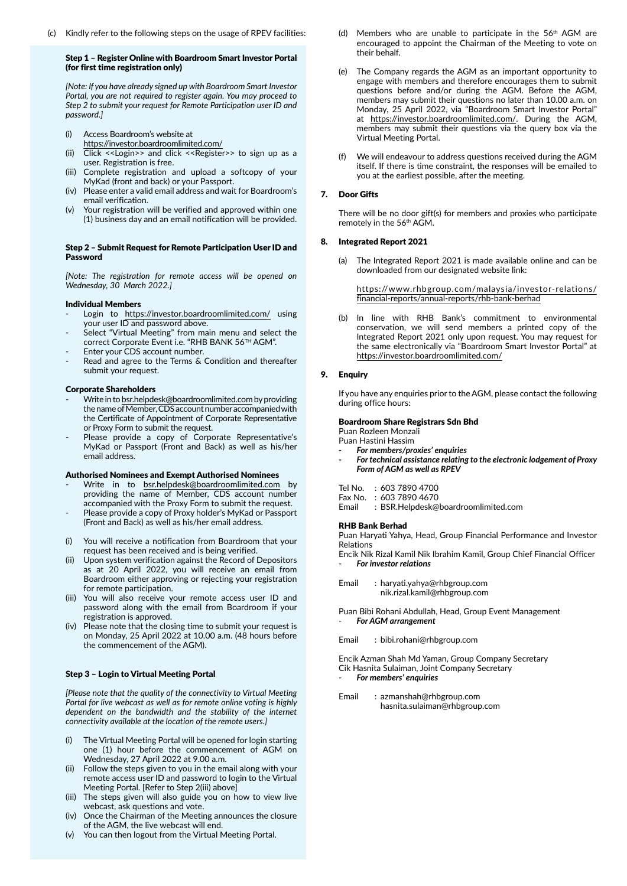(c) Kindly refer to the following steps on the usage of RPEV facilities:

**Step 1 – Register Online with Boardroom Smart Investor Portal (for first time registration only)**

*[Note: If you have already signed up with Boardroom Smart Investor Portal, you are not required to register again. You may proceed to Step 2 to submit your request for Remote Participation user ID and password.]*

(i) Access Boardroom's website at https://investor.boardroomlimited.com/
(ii) Click <<Login>> and click <<Register>> to sign up as a user. Registration is free.
(iii) Complete registration and upload a softcopy of your MyKad (front and back) or your Passport.
(iv) Please enter a valid email address and wait for Boardroom's email verification.
(v) Your registration will be verified and approved within one (1) business day and an email notification will be provided.

**Step 2 – Submit Request for Remote Participation User ID and Password**

*[Note: The registration for remote access will be opened on Wednesday, 30 March 2022.]*

**Individual Members**

- Login to https://investor.boardroomlimited.com/ using your user ID and password above.
- Select "Virtual Meeting" from main menu and select the correct Corporate Event i.e. "RHB BANK 56TH AGM".
- Enter your CDS account number.
- Read and agree to the Terms & Condition and thereafter submit your request.

**Corporate Shareholders**

- Write in to bsr.helpdesk@boardroomlimited.com by providing the name of Member, CDS account number accompanied with the Certificate of Appointment of Corporate Representative or Proxy Form to submit the request.
- Please provide a copy of Corporate Representative's MyKad or Passport (Front and Back) as well as his/her email address.

**Authorised Nominees and Exempt Authorised Nominees**

- Write in to bsr.helpdesk@boardroomlimited.com by providing the name of Member, CDS account number accompanied with the Proxy Form to submit the request.
- Please provide a copy of Proxy holder's MyKad or Passport (Front and Back) as well as his/her email address.

(i) You will receive a notification from Boardroom that your request has been received and is being verified.
(ii) Upon system verification against the Record of Depositors as at 20 April 2022, you will receive an email from Boardroom either approving or rejecting your registration for remote participation.
(iii) You will also receive your remote access user ID and password along with the email from Boardroom if your registration is approved.
(iv) Please note that the closing time to submit your request is on Monday, 25 April 2022 at 10.00 a.m. (48 hours before the commencement of the AGM).

**Step 3 – Login to Virtual Meeting Portal**

*[Please note that the quality of the connectivity to Virtual Meeting Portal for live webcast as well as for remote online voting is highly dependent on the bandwidth and the stability of the internet connectivity available at the location of the remote users.]*

(i) The Virtual Meeting Portal will be opened for login starting one (1) hour before the commencement of AGM on Wednesday, 27 April 2022 at 9.00 a.m.
(ii) Follow the steps given to you in the email along with your remote access user ID and password to login to the Virtual Meeting Portal. [Refer to Step 2(iii) above]
(iii) The steps given will also guide you on how to view live webcast, ask questions and vote.
(iv) Once the Chairman of the Meeting announces the closure of the AGM, the live webcast will end.
(v) You can then logout from the Virtual Meeting Portal.

(d) Members who are unable to participate in the 56th AGM are encouraged to appoint the Chairman of the Meeting to vote on their behalf.

(e) The Company regards the AGM as an important opportunity to engage with members and therefore encourages them to submit questions before and/or during the AGM. Before the AGM, members may submit their questions no later than 10.00 a.m. on Monday, 25 April 2022, via "Boardroom Smart Investor Portal" at https://investor.boardroomlimited.com/. During the AGM, members may submit their questions via the query box via the Virtual Meeting Portal.

(f) We will endeavour to address questions received during the AGM itself. If there is time constraint, the responses will be emailed to you at the earliest possible, after the meeting.

## 7. Door Gifts

There will be no door gift(s) for members and proxies who participate remotely in the 56th AGM.

## 8. Integrated Report 2021

(a) The Integrated Report 2021 is made available online and can be downloaded from our designated website link:

https://www.rhbgroup.com/malaysia/investor-relations/financial-reports/annual-reports/rhb-bank-berhad

(b) In line with RHB Bank's commitment to environmental conservation, we will send members a printed copy of the Integrated Report 2021 only upon request. You may request for the same electronically via "Boardroom Smart Investor Portal" at https://investor.boardroomlimited.com/

## 9. Enquiry

If you have any enquiries prior to the AGM, please contact the following during office hours:

**Boardroom Share Registrars Sdn Bhd**
Puan Rozleen Monzali
Puan Hastini Hassim

- ***For members/proxies' enquiries***
- ***For technical assistance relating to the electronic lodgement of Proxy Form of AGM as well as RPEV***

Tel No. : 603 7890 4700
Fax No. : 603 7890 4670
Email : BSR.Helpdesk@boardroomlimited.com

**RHB Bank Berhad**
Puan Haryati Yahya, Head, Group Financial Performance and Investor Relations
Encik Nik Rizal Kamil Nik Ibrahim Kamil, Group Chief Financial Officer

- ***For investor relations***

Email : haryati.yahya@rhbgroup.com
nik.rizal.kamil@rhbgroup.com

Puan Bibi Rohani Abdullah, Head, Group Event Management

- ***For AGM arrangement***

Email : bibi.rohani@rhbgroup.com

Encik Azman Shah Md Yaman, Group Company Secretary
Cik Hasnita Sulaiman, Joint Company Secretary

- ***For members' enquiries***

Email : azmanshah@rhbgroup.com
hasnita.sulaiman@rhbgroup.com